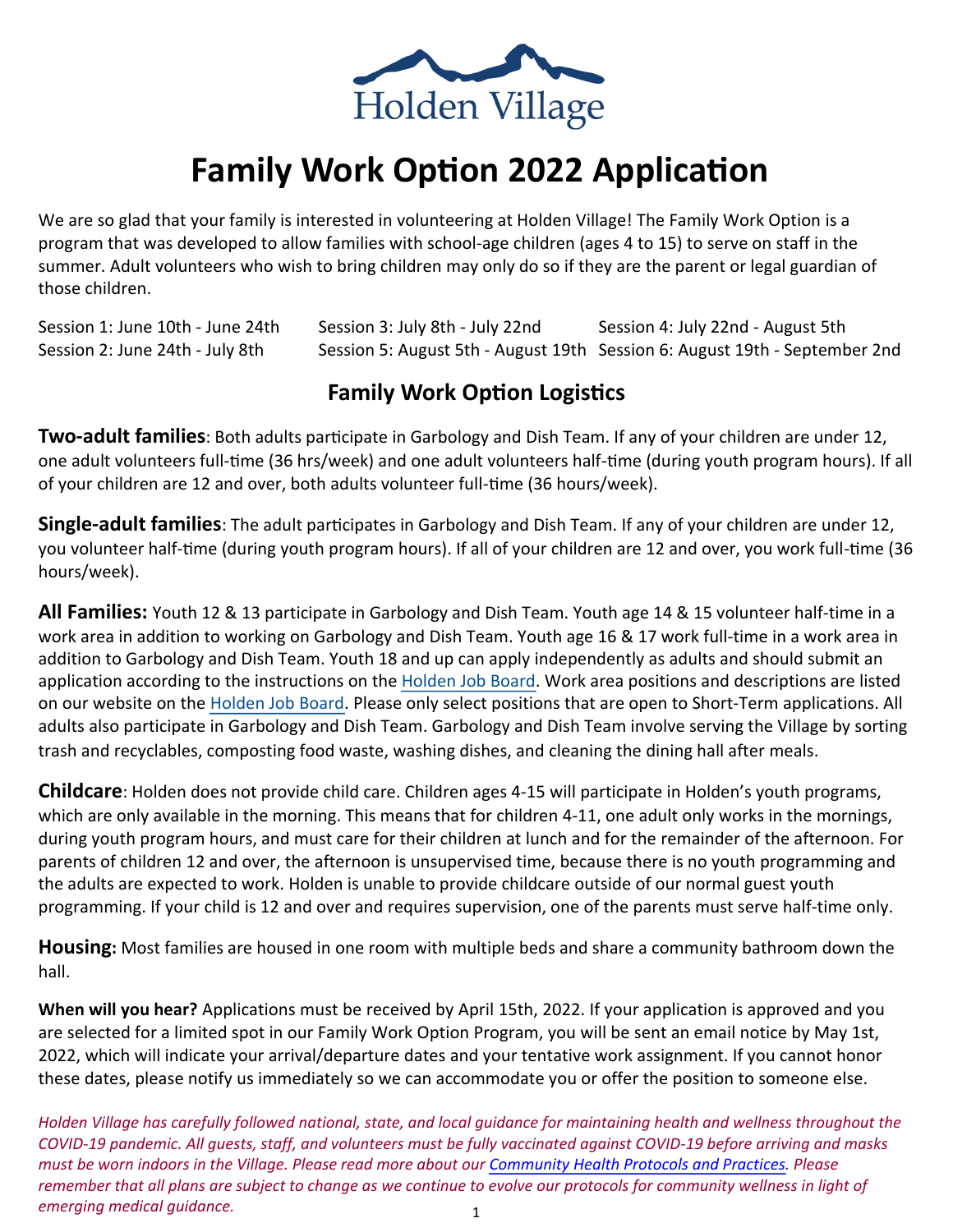Holden Village

# Family Work Option 2022 Application

We are so glad that your family is interested in volunteering at Holden Village! The Family Work Option is a program that was developed to allow families with school-age children (ages 4 to 15) to serve on staff in the summer. Adult volunteers who wish to bring children may only do so if they are the parent or legal guardian of those children.

Session 1: June 10th - June 24th
Session 2: June 24th - July 8th
Session 3: July 8th - July 22nd
Session 4: July 22nd - August 5th
Session 5: August 5th - August 19th
Session 6: August 19th - September 2nd

## Family Work Option Logistics

**Two-adult families**: Both adults participate in Garbology and Dish Team. If any of your children are under 12, one adult volunteers full-time (36 hrs/week) and one adult volunteers half-time (during youth program hours). If all of your children are 12 and over, both adults volunteer full-time (36 hours/week).

**Single-adult families**: The adult participates in Garbology and Dish Team. If any of your children are under 12, you volunteer half-time (during youth program hours). If all of your children are 12 and over, you work full-time (36 hours/week).

**All Families:** Youth 12 & 13 participate in Garbology and Dish Team. Youth age 14 & 15 volunteer half-time in a work area in addition to working on Garbology and Dish Team. Youth age 16 & 17 work full-time in a work area in addition to Garbology and Dish Team. Youth 18 and up can apply independently as adults and should submit an application according to the instructions on the Holden Job Board. Work area positions and descriptions are listed on our website on the Holden Job Board. Please only select positions that are open to Short-Term applications. All adults also participate in Garbology and Dish Team. Garbology and Dish Team involve serving the Village by sorting trash and recyclables, composting food waste, washing dishes, and cleaning the dining hall after meals.

**Childcare**: Holden does not provide child care. Children ages 4-15 will participate in Holden's youth programs, which are only available in the morning. This means that for children 4-11, one adult only works in the mornings, during youth program hours, and must care for their children at lunch and for the remainder of the afternoon. For parents of children 12 and over, the afternoon is unsupervised time, because there is no youth programming and the adults are expected to work. Holden is unable to provide childcare outside of our normal guest youth programming. If your child is 12 and over and requires supervision, one of the parents must serve half-time only.

**Housing:** Most families are housed in one room with multiple beds and share a community bathroom down the hall.

**When will you hear?** Applications must be received by April 15th, 2022. If your application is approved and you are selected for a limited spot in our Family Work Option Program, you will be sent an email notice by May 1st, 2022, which will indicate your arrival/departure dates and your tentative work assignment. If you cannot honor these dates, please notify us immediately so we can accommodate you or offer the position to someone else.

*Holden Village has carefully followed national, state, and local guidance for maintaining health and wellness throughout the COVID-19 pandemic. All guests, staff, and volunteers must be fully vaccinated against COVID-19 before arriving and masks must be worn indoors in the Village. Please read more about our Community Health Protocols and Practices. Please remember that all plans are subject to change as we continue to evolve our protocols for community wellness in light of emerging medical guidance.*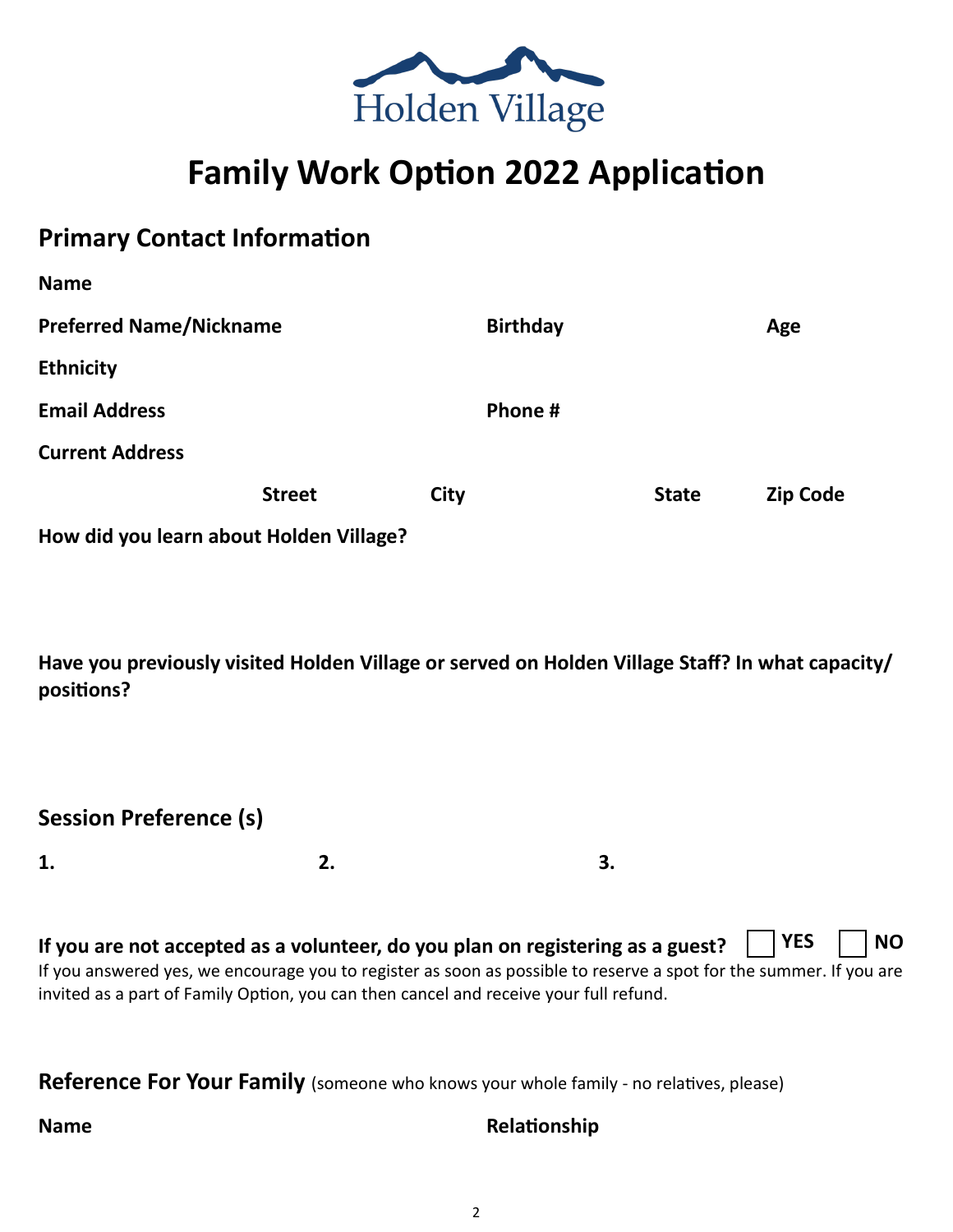Holden Village

# Family Work Option 2022 Application

## Primary Contact Information

**Name**

**Preferred Name/Nickname** **Birthday** **Age**

**Ethnicity**

**Email Address** **Phone #**

**Current Address**

**Street** **City** **State** **Zip Code**

**How did you learn about Holden Village?**

**Have you previously visited Holden Village or served on Holden Village Staff? In what capacity/ positions?**

## Session Preference (s)

**1.** **2.** **3.**

**If you are not accepted as a volunteer, do you plan on registering as a guest?** ☐ **YES** ☐ **NO**

If you answered yes, we encourage you to register as soon as possible to reserve a spot for the summer. If you are invited as a part of Family Option, you can then cancel and receive your full refund.

## Reference For Your Family (someone who knows your whole family - no relatives, please)

**Name** **Relationship**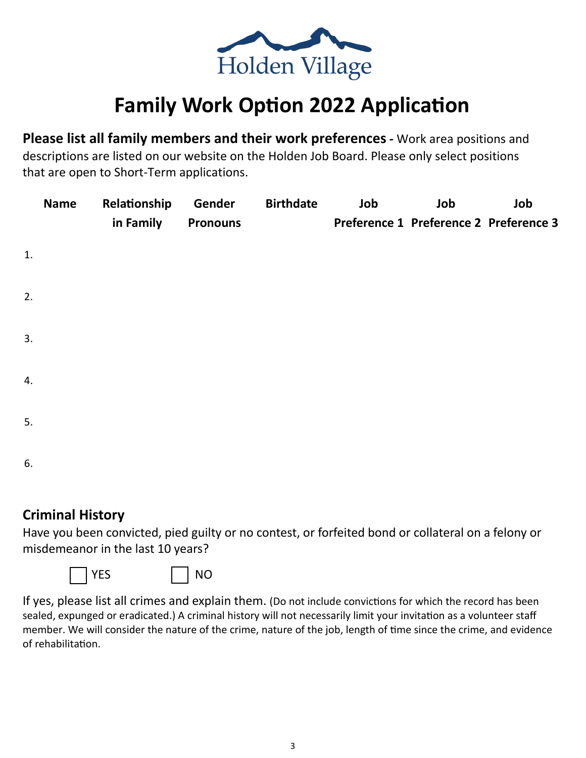Holden Village

# Family Work Option 2022 Application

**Please list all family members and their work preferences -** Work area positions and descriptions are listed on our website on the Holden Job Board. Please only select positions that are open to Short-Term applications.

| | Name | Relationship in Family | Gender Pronouns | Birthdate | Job Preference 1 | Job Preference 2 | Job Preference 3 |
|---|---|---|---|---|---|---|---|
| 1. | | | | | | | |
| 2. | | | | | | | |
| 3. | | | | | | | |
| 4. | | | | | | | |
| 5. | | | | | | | |
| 6. | | | | | | | |

## Criminal History

Have you been convicted, pied guilty or no contest, or forfeited bond or collateral on a felony or misdemeanor in the last 10 years?

☐ YES ☐ NO

If yes, please list all crimes and explain them. (Do not include convictions for which the record has been sealed, expunged or eradicated.) A criminal history will not necessarily limit your invitation as a volunteer staff member. We will consider the nature of the crime, nature of the job, length of time since the crime, and evidence of rehabilitation.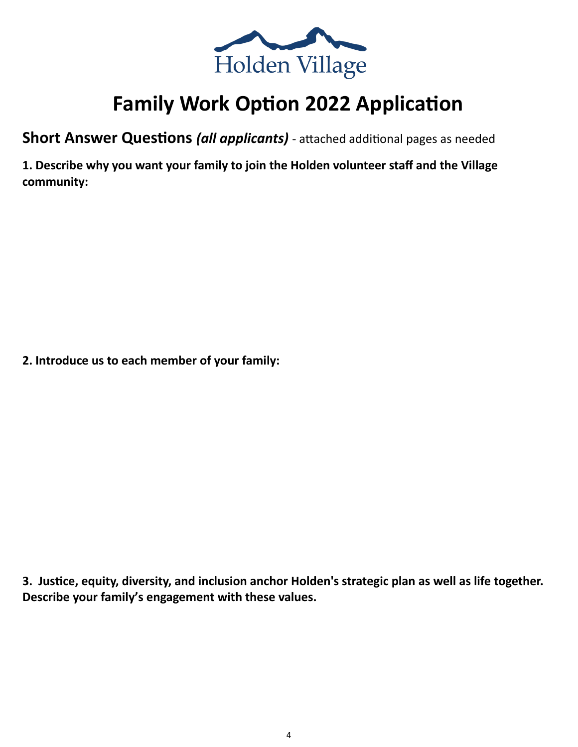Holden Village

# Family Work Option 2022 Application

## Short Answer Questions *(all applicants)* - attached additional pages as needed

**1. Describe why you want your family to join the Holden volunteer staff and the Village community:**

**2. Introduce us to each member of your family:**

**3. Justice, equity, diversity, and inclusion anchor Holden's strategic plan as well as life together. Describe your family's engagement with these values.**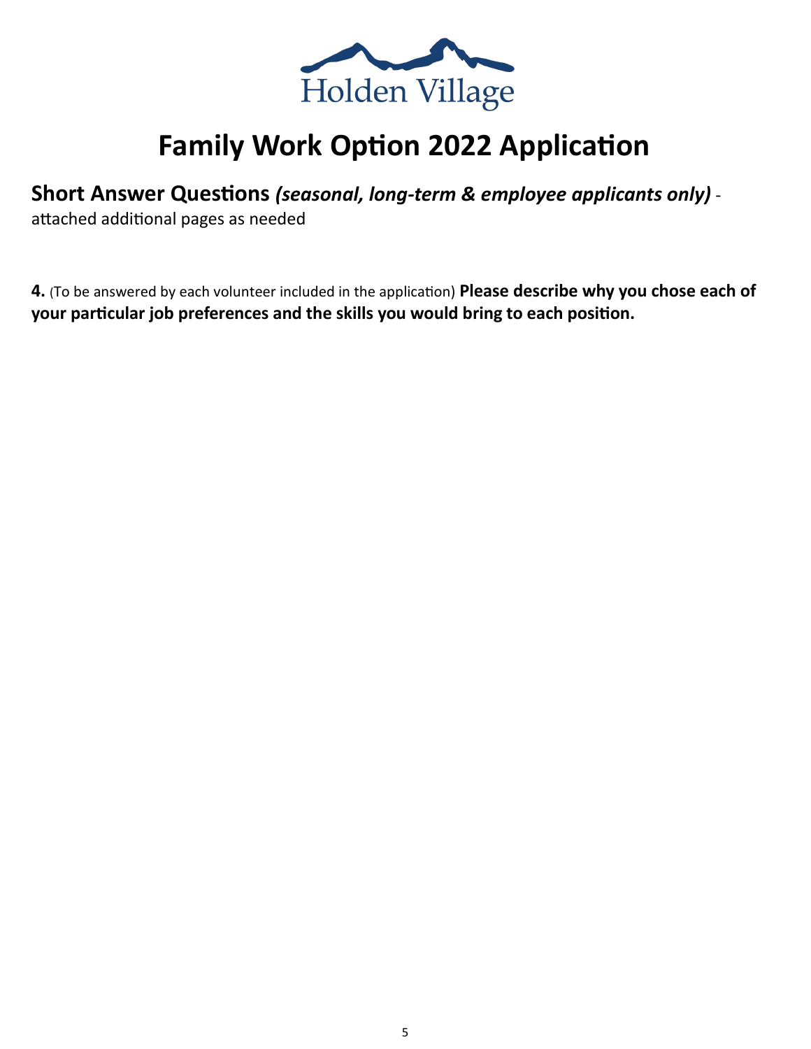Holden Village

# Family Work Option 2022 Application

## Short Answer Questions *(seasonal, long-term & employee applicants only)* - attached additional pages as needed

**4.** (To be answered by each volunteer included in the application) **Please describe why you chose each of your particular job preferences and the skills you would bring to each position.**